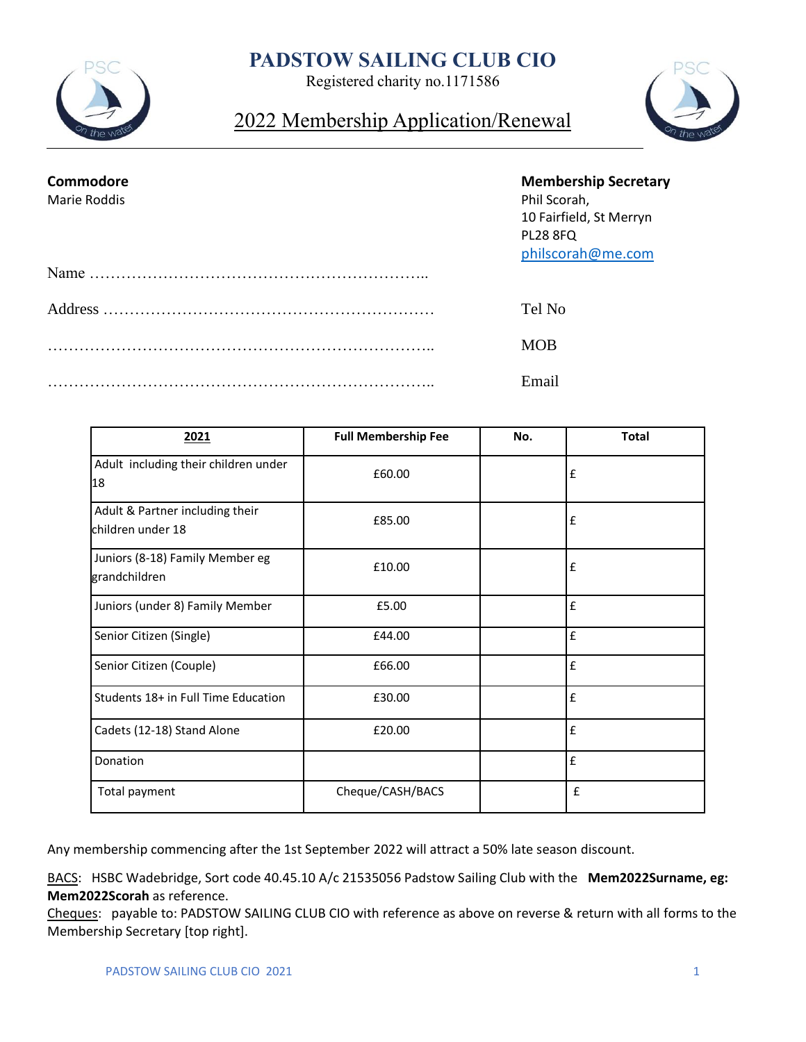# PADSTOW SAILING CLUB CIO

Registered charity no.1171586

## 2022 Membership Application/Renewal

**Commodore**
Marie Roddis

**Membership Secretary**
Phil Scorah,
10 Fairfield, St Merryn
PL28 8FQ
philscorah@me.com

Name ………………………………………………………..

Address ………………………………………………………

………………………………………………………………..

………………………………………………………………..

Tel No

MOB

Email

| 2021 | Full Membership Fee | No. | Total |
|---|---|---|---|
| Adult including their children under 18 | £60.00 | | £ |
| Adult & Partner including their children under 18 | £85.00 | | £ |
| Juniors (8-18) Family Member eg grandchildren | £10.00 | | £ |
| Juniors (under 8) Family Member | £5.00 | | £ |
| Senior Citizen (Single) | £44.00 | | £ |
| Senior Citizen (Couple) | £66.00 | | £ |
| Students 18+ in Full Time Education | £30.00 | | £ |
| Cadets (12-18) Stand Alone | £20.00 | | £ |
| Donation | | | £ |
| Total payment | Cheque/CASH/BACS | | £ |

Any membership commencing after the 1st September 2022 will attract a 50% late season discount.

BACS: HSBC Wadebridge, Sort code 40.45.10 A/c 21535056 Padstow Sailing Club with the **Mem2022Surname, eg: Mem2022Scorah** as reference.

Cheques: payable to: PADSTOW SAILING CLUB CIO with reference as above on reverse & return with all forms to the Membership Secretary [top right].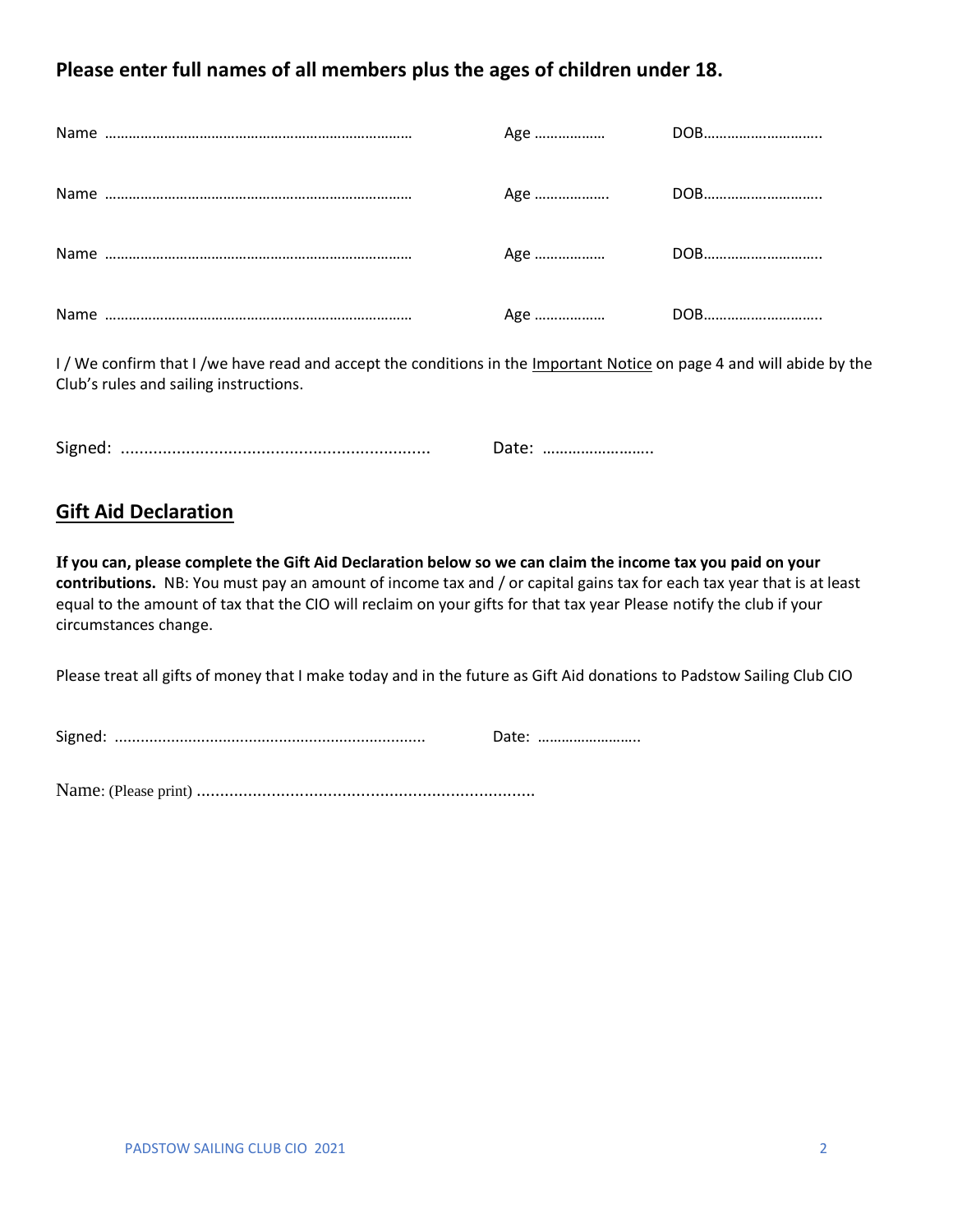**Please enter full names of all members plus the ages of children under 18.**

Name ………………………………………………………………… Age ……………… DOB…………………………

Name ………………………………………………………………… Age ………………. DOB…………………………

Name ………………………………………………………………… Age ……………… DOB…………………………

Name ………………………………………………………………… Age ……………… DOB…………………………

I / We confirm that I /we have read and accept the conditions in the Important Notice on page 4 and will abide by the Club's rules and sailing instructions.

Signed: ................................................................... Date: ……………………..

## Gift Aid Declaration

**If you can, please complete the Gift Aid Declaration below so we can claim the income tax you paid on your contributions.** NB: You must pay an amount of income tax and / or capital gains tax for each tax year that is at least equal to the amount of tax that the CIO will reclaim on your gifts for that tax year Please notify the club if your circumstances change.

Please treat all gifts of money that I make today and in the future as Gift Aid donations to Padstow Sailing Club CIO

Signed: ....................................................................... Date: ……………………..

Name: (Please print) ........................................................................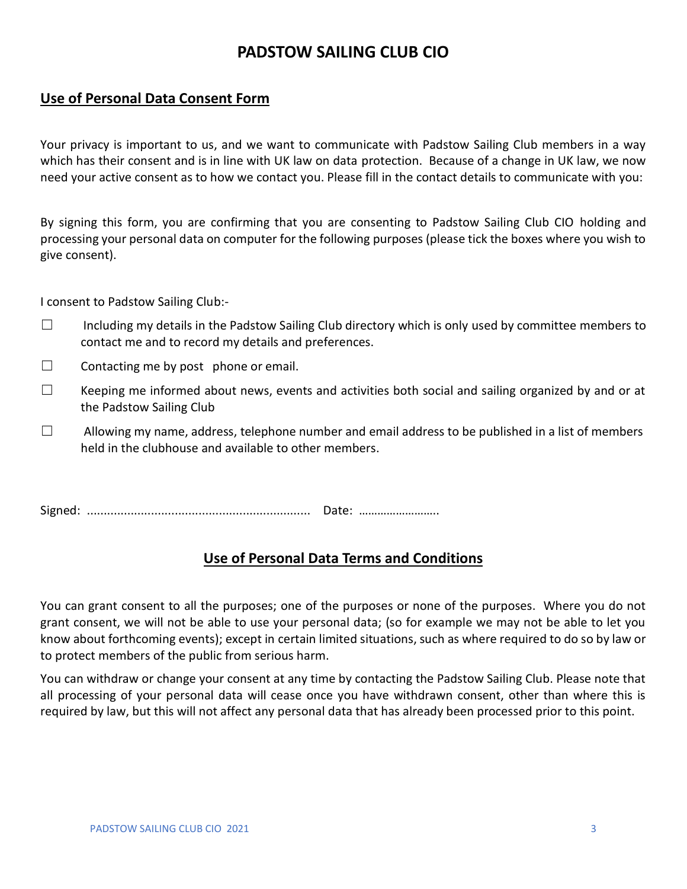# PADSTOW SAILING CLUB CIO

## Use of Personal Data Consent Form

Your privacy is important to us, and we want to communicate with Padstow Sailing Club members in a way which has their consent and is in line with UK law on data protection. Because of a change in UK law, we now need your active consent as to how we contact you. Please fill in the contact details to communicate with you:

By signing this form, you are confirming that you are consenting to Padstow Sailing Club CIO holding and processing your personal data on computer for the following purposes (please tick the boxes where you wish to give consent).

I consent to Padstow Sailing Club:-

☐ Including my details in the Padstow Sailing Club directory which is only used by committee members to contact me and to record my details and preferences.

☐ Contacting me by post phone or email.

☐ Keeping me informed about news, events and activities both social and sailing organized by and or at the Padstow Sailing Club

☐ Allowing my name, address, telephone number and email address to be published in a list of members held in the clubhouse and available to other members.

Signed: .................................................................. Date: …………………….

## Use of Personal Data Terms and Conditions

You can grant consent to all the purposes; one of the purposes or none of the purposes. Where you do not grant consent, we will not be able to use your personal data; (so for example we may not be able to let you know about forthcoming events); except in certain limited situations, such as where required to do so by law or to protect members of the public from serious harm.

You can withdraw or change your consent at any time by contacting the Padstow Sailing Club. Please note that all processing of your personal data will cease once you have withdrawn consent, other than where this is required by law, but this will not affect any personal data that has already been processed prior to this point.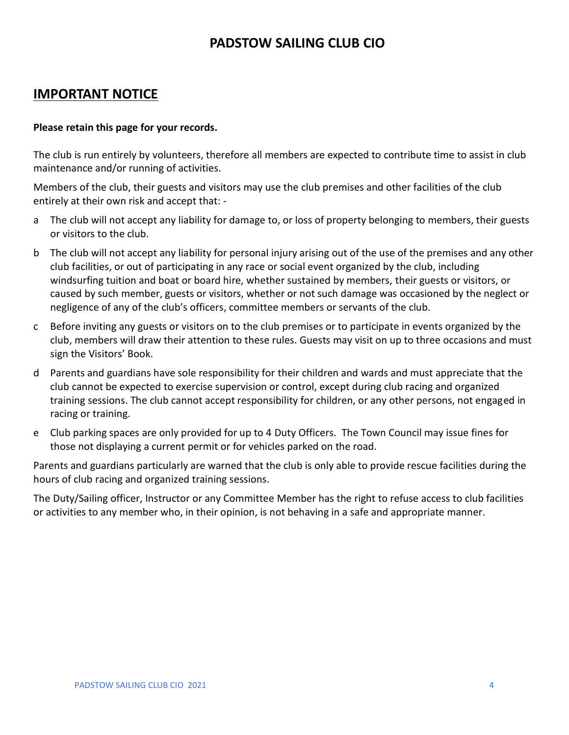# PADSTOW SAILING CLUB CIO

## IMPORTANT NOTICE

**Please retain this page for your records.**

The club is run entirely by volunteers, therefore all members are expected to contribute time to assist in club maintenance and/or running of activities.

Members of the club, their guests and visitors may use the club premises and other facilities of the club entirely at their own risk and accept that: -

a The club will not accept any liability for damage to, or loss of property belonging to members, their guests or visitors to the club.

b The club will not accept any liability for personal injury arising out of the use of the premises and any other club facilities, or out of participating in any race or social event organized by the club, including windsurfing tuition and boat or board hire, whether sustained by members, their guests or visitors, or caused by such member, guests or visitors, whether or not such damage was occasioned by the neglect or negligence of any of the club's officers, committee members or servants of the club.

c Before inviting any guests or visitors on to the club premises or to participate in events organized by the club, members will draw their attention to these rules. Guests may visit on up to three occasions and must sign the Visitors' Book.

d Parents and guardians have sole responsibility for their children and wards and must appreciate that the club cannot be expected to exercise supervision or control, except during club racing and organized training sessions. The club cannot accept responsibility for children, or any other persons, not engaged in racing or training.

e Club parking spaces are only provided for up to 4 Duty Officers. The Town Council may issue fines for those not displaying a current permit or for vehicles parked on the road.

Parents and guardians particularly are warned that the club is only able to provide rescue facilities during the hours of club racing and organized training sessions.

The Duty/Sailing officer, Instructor or any Committee Member has the right to refuse access to club facilities or activities to any member who, in their opinion, is not behaving in a safe and appropriate manner.